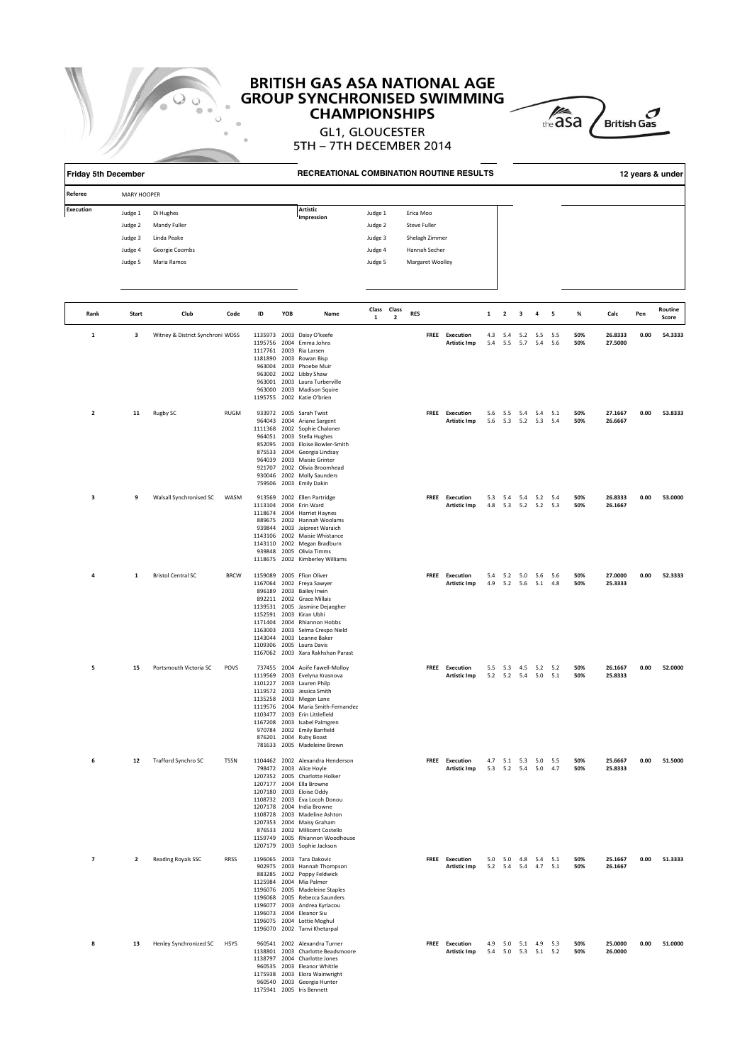# BRITISH GAS ASA NATIONAL AGE GROUP SYNCHRONISED SWIMMING CHAMPIONSHIPS

GL1, GLOUCESTER

5TH – 7TH DECEMBER 2014

**Friday 5th December** — **RECREATIONAL COMBINATION ROUTINE RESULTS** — **12 years & under**

**Referee:** MARY HOOPER

| Execution | | Artistic Impression | |
|---|---|---|---|
| Judge 1 | Di Hughes | Judge 1 | Erica Moo |
| Judge 2 | Mandy Fuller | Judge 2 | Steve Fuller |
| Judge 3 | Linda Peake | Judge 3 | Shelagh Zimmer |
| Judge 4 | Georgie Coombs | Judge 4 | Hannah Secher |
| Judge 5 | Maria Ramos | Judge 5 | Margaret Woolley |

| Rank | Start | Club | Code | ID | YOB | Name | Class 1 | Class 2 | RES | | 1 | 2 | 3 | 4 | 5 | % | Calc | Pen | Routine Score |
|---|---|---|---|---|---|---|---|---|---|---|---|---|---|---|---|---|---|---|---|
| 1 | 3 | Witney & District Synchroni | WDSS | 1135973 | 2003 | Daisy O'keefe | | | FREE | Execution | 4.3 | 5.4 | 5.2 | 5.5 | 5.5 | 50% | 26.8333 | 0.00 | 54.3333 |
| | | | | 1195756 | 2004 | Emma Johns | | | | Artistic Imp | 5.4 | 5.5 | 5.7 | 5.4 | 5.6 | 50% | 27.5000 | | |
| | | | | 1117761 | 2003 | Ria Larsen | | | | | | | | | | | | | |
| | | | | 1181890 | 2003 | Rowan Bisp | | | | | | | | | | | | | |
| | | | | 963004 | 2003 | Phoebe Muir | | | | | | | | | | | | | |
| | | | | 963002 | 2002 | Libby Shaw | | | | | | | | | | | | | |
| | | | | 963001 | 2003 | Laura Turberville | | | | | | | | | | | | | |
| | | | | 963000 | 2003 | Madison Squire | | | | | | | | | | | | | |
| | | | | 1195755 | 2002 | Katie O'brien | | | | | | | | | | | | | |
| 2 | 11 | Rugby SC | RUGM | 933972 | 2005 | Sarah Twist | | | FREE | Execution | 5.6 | 5.5 | 5.4 | 5.4 | 5.1 | 50% | 27.1667 | 0.00 | 53.8333 |
| | | | | 964043 | 2004 | Ariane Sargent | | | | Artistic Imp | 5.6 | 5.3 | 5.2 | 5.3 | 5.4 | 50% | 26.6667 | | |
| | | | | 1111368 | 2002 | Sophie Chaloner | | | | | | | | | | | | | |
| | | | | 964051 | 2003 | Stella Hughes | | | | | | | | | | | | | |
| | | | | 852095 | 2003 | Eloise Bowler-Smith | | | | | | | | | | | | | |
| | | | | 875533 | 2004 | Georgia Lindsay | | | | | | | | | | | | | |
| | | | | 964039 | 2003 | Maisie Grinter | | | | | | | | | | | | | |
| | | | | 921707 | 2002 | Olivia Broomhead | | | | | | | | | | | | | |
| | | | | 930046 | 2002 | Molly Saunders | | | | | | | | | | | | | |
| | | | | 759506 | 2003 | Emily Dakin | | | | | | | | | | | | | |
| 3 | 9 | Walsall Synchronised SC | WASM | 913569 | 2002 | Ellen Partridge | | | FREE | Execution | 5.3 | 5.4 | 5.4 | 5.2 | 5.4 | 50% | 26.8333 | 0.00 | 53.0000 |
| | | | | 1113104 | 2004 | Erin Ward | | | | Artistic Imp | 4.8 | 5.3 | 5.2 | 5.2 | 5.3 | 50% | 26.1667 | | |
| | | | | 1118674 | 2004 | Harriet Haynes | | | | | | | | | | | | | |
| | | | | 889675 | 2002 | Hannah Woolams | | | | | | | | | | | | | |
| | | | | 939844 | 2003 | Jaipreet Waraich | | | | | | | | | | | | | |
| | | | | 1143106 | 2002 | Maisie Whistance | | | | | | | | | | | | | |
| | | | | 1143110 | 2002 | Megan Bradburn | | | | | | | | | | | | | |
| | | | | 939848 | 2005 | Olivia Timms | | | | | | | | | | | | | |
| | | | | 1118675 | 2002 | Kimberley Williams | | | | | | | | | | | | | |
| 4 | 1 | Bristol Central SC | BRCW | 1159089 | 2005 | Ffion Oliver | | | FREE | Execution | 5.4 | 5.2 | 5.0 | 5.6 | 5.6 | 50% | 27.0000 | 0.00 | 52.3333 |
| | | | | 1167064 | 2002 | Freya Sawyer | | | | Artistic Imp | 4.9 | 5.2 | 5.6 | 5.1 | 4.8 | 50% | 25.3333 | | |
| | | | | 896189 | 2003 | Bailey Irwin | | | | | | | | | | | | | |
| | | | | 892211 | 2002 | Grace Millais | | | | | | | | | | | | | |
| | | | | 1139531 | 2005 | Jasmine Dejaegher | | | | | | | | | | | | | |
| | | | | 1152591 | 2003 | Kiran Ubhi | | | | | | | | | | | | | |
| | | | | 1171404 | 2004 | Rhiannon Hobbs | | | | | | | | | | | | | |
| | | | | 1163003 | 2003 | Selma Crespo Nield | | | | | | | | | | | | | |
| | | | | 1143044 | 2003 | Leanne Baker | | | | | | | | | | | | | |
| | | | | 1109306 | 2005 | Laura Davis | | | | | | | | | | | | | |
| | | | | 1167062 | 2003 | Xara Rakhshan Parast | | | | | | | | | | | | | |
| 5 | 15 | Portsmouth Victoria SC | POVS | 737455 | 2004 | Aoife Fawell-Molloy | | | FREE | Execution | 5.5 | 5.3 | 4.5 | 5.2 | 5.2 | 50% | 26.1667 | 0.00 | 52.0000 |
| | | | | 1119569 | 2003 | Evelyna Krasnova | | | | Artistic Imp | 5.2 | 5.2 | 5.4 | 5.0 | 5.1 | 50% | 25.8333 | | |
| | | | | 1101227 | 2003 | Lauren Philp | | | | | | | | | | | | | |
| | | | | 1119572 | 2003 | Jessica Smith | | | | | | | | | | | | | |
| | | | | 1135258 | 2003 | Megan Lane | | | | | | | | | | | | | |
| | | | | 1119576 | 2004 | Maria Smith-Fernandez | | | | | | | | | | | | | |
| | | | | 1103477 | 2003 | Erin Littlefield | | | | | | | | | | | | | |
| | | | | 1167208 | 2003 | Isabel Palmgren | | | | | | | | | | | | | |
| | | | | 970784 | 2002 | Emily Banfield | | | | | | | | | | | | | |
| | | | | 876201 | 2004 | Ruby Boast | | | | | | | | | | | | | |
| | | | | 781633 | 2005 | Madeleine Brown | | | | | | | | | | | | | |
| 6 | 12 | Trafford Synchro SC | TSSN | 1104462 | 2002 | Alexandra Henderson | | | FREE | Execution | 4.7 | 5.1 | 5.3 | 5.0 | 5.5 | 50% | 25.6667 | 0.00 | 51.5000 |
| | | | | 798472 | 2003 | Alice Hoyle | | | | Artistic Imp | 5.3 | 5.2 | 5.4 | 5.0 | 4.7 | 50% | 25.8333 | | |
| | | | | 1207352 | 2005 | Charlotte Holker | | | | | | | | | | | | | |
| | | | | 1207177 | 2004 | Ella Browne | | | | | | | | | | | | | |
| | | | | 1207180 | 2003 | Eloise Oddy | | | | | | | | | | | | | |
| | | | | 1108732 | 2003 | Eva Locoh Donou | | | | | | | | | | | | | |
| | | | | 1207178 | 2004 | India Browne | | | | | | | | | | | | | |
| | | | | 1108728 | 2003 | Madeline Ashton | | | | | | | | | | | | | |
| | | | | 1207353 | 2004 | Maisy Graham | | | | | | | | | | | | | |
| | | | | 876533 | 2002 | Millicent Costello | | | | | | | | | | | | | |
| | | | | 1159749 | 2005 | Rhiannon Woodhouse | | | | | | | | | | | | | |
| | | | | 1207179 | 2003 | Sophie Jackson | | | | | | | | | | | | | |
| 7 | 2 | Reading Royals SSC | RRSS | 1196065 | 2003 | Tara Dakovic | | | FREE | Execution | 5.0 | 5.0 | 4.8 | 5.4 | 5.1 | 50% | 25.1667 | 0.00 | 51.3333 |
| | | | | 902975 | 2003 | Hannah Thompson | | | | Artistic Imp | 5.2 | 5.4 | 5.4 | 4.7 | 5.1 | 50% | 26.1667 | | |
| | | | | 883285 | 2002 | Poppy Feldwick | | | | | | | | | | | | | |
| | | | | 1125984 | 2004 | Mia Palmer | | | | | | | | | | | | | |
| | | | | 1196076 | 2005 | Madeleine Staples | | | | | | | | | | | | | |
| | | | | 1196068 | 2005 | Rebecca Saunders | | | | | | | | | | | | | |
| | | | | 1196077 | 2003 | Andrea Kyriacou | | | | | | | | | | | | | |
| | | | | 1196073 | 2004 | Eleanor Siu | | | | | | | | | | | | | |
| | | | | 1196075 | 2004 | Lottie Moghul | | | | | | | | | | | | | |
| | | | | 1196070 | 2002 | Tanvi Khetarpal | | | | | | | | | | | | | |
| 8 | 13 | Henley Synchronized SC | HSYS | 960541 | 2002 | Alexandra Turner | | | FREE | Execution | 4.9 | 5.0 | 5.1 | 4.9 | 5.3 | 50% | 25.0000 | 0.00 | 51.0000 |
| | | | | 1138801 | 2003 | Charlotte Beadsmoore | | | | Artistic Imp | 5.4 | 5.0 | 5.3 | 5.1 | 5.2 | 50% | 26.0000 | | |
| | | | | 1138797 | 2004 | Charlotte Jones | | | | | | | | | | | | | |
| | | | | 960535 | 2003 | Eleanor Whittle | | | | | | | | | | | | | |
| | | | | 1175938 | 2003 | Elora Wainwright | | | | | | | | | | | | | |
| | | | | 960540 | 2003 | Georgia Hunter | | | | | | | | | | | | | |
| | | | | 1175941 | 2005 | Iris Bennett | | | | | | | | | | | | | |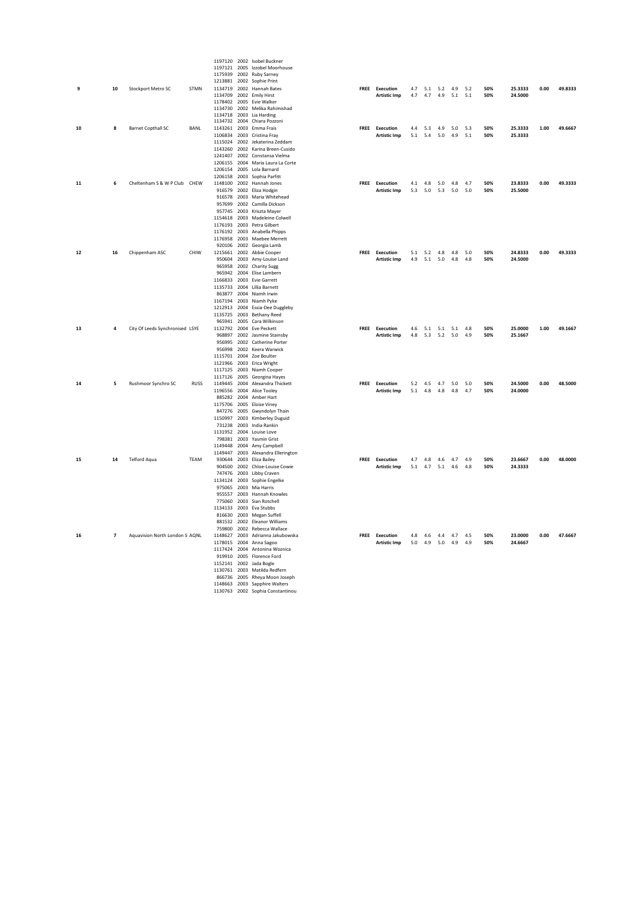| Place | Draw | Club | Code | ID | YOB | Name | Routine | Element | J1 | J2 | J3 | J4 | J5 | Weight | Score | Pen | Total |
|---|---|---|---|---|---|---|---|---|---|---|---|---|---|---|---|---|---|
| | | | | 1197120 | 2002 | Isobel Buckner | | | | | | | | | | | |
| | | | | 1197121 | 2005 | Izzobel Moorhouse | | | | | | | | | | | |
| | | | | 1175939 | 2002 | Ruby Sarney | | | | | | | | | | | |
| | | | | 1213881 | 2002 | Sophie Print | | | | | | | | | | | |
| 9 | 10 | Stockport Metro SC | STMN | 1134719 | 2002 | Hannah Bates | FREE | Execution | 4.7 | 5.1 | 5.2 | 4.9 | 5.2 | 50% | 25.3333 | 0.00 | 49.8333 |
| | | | | 1134709 | 2002 | Emily Hirst | | Artistic Imp | 4.7 | 4.7 | 4.9 | 5.1 | 5.1 | 50% | 24.5000 | | |
| | | | | 1178402 | 2005 | Evie Walker | | | | | | | | | | | |
| | | | | 1134730 | 2002 | Melika Rahimishad | | | | | | | | | | | |
| | | | | 1134718 | 2003 | Lia Harding | | | | | | | | | | | |
| | | | | 1134732 | 2004 | Chiara Pozzoni | | | | | | | | | | | |
| 10 | 8 | Barnet Copthall SC | BANL | 1143261 | 2003 | Emma Frais | FREE | Execution | 4.4 | 5.3 | 4.9 | 5.0 | 5.3 | 50% | 25.3333 | 1.00 | 49.6667 |
| | | | | 1106834 | 2003 | Cristina Fray | | Artistic Imp | 5.1 | 5.4 | 5.0 | 4.9 | 5.1 | 50% | 25.3333 | | |
| | | | | 1115024 | 2002 | Jekaterina Zeddam | | | | | | | | | | | |
| | | | | 1143260 | 2002 | Karina Breen-Cusido | | | | | | | | | | | |
| | | | | 1241407 | 2002 | Constansa Vielma | | | | | | | | | | | |
| | | | | 1206155 | 2004 | Maria Laura La Corte | | | | | | | | | | | |
| | | | | 1206154 | 2005 | Lola Barnard | | | | | | | | | | | |
| | | | | 1206158 | 2003 | Sophia Parfitt | | | | | | | | | | | |
| 11 | 6 | Cheltenham S & W P Club | CHEW | 1148100 | 2002 | Hannah Jones | FREE | Execution | 4.1 | 4.8 | 5.0 | 4.8 | 4.7 | 50% | 23.8333 | 0.00 | 49.3333 |
| | | | | 916579 | 2002 | Eliza Hodgin | | Artistic Imp | 5.3 | 5.0 | 5.3 | 5.0 | 5.0 | 50% | 25.5000 | | |
| | | | | 916578 | 2003 | Maria Whitehead | | | | | | | | | | | |
| | | | | 957699 | 2002 | Camilla Dickson | | | | | | | | | | | |
| | | | | 957745 | 2003 | Kriszta Mayer | | | | | | | | | | | |
| | | | | 1154618 | 2003 | Madeleine Colwell | | | | | | | | | | | |
| | | | | 1176193 | 2003 | Petra Gilbert | | | | | | | | | | | |
| | | | | 1176192 | 2003 | Anabella Phipps | | | | | | | | | | | |
| | | | | 1176958 | 2003 | Maebee Merrett | | | | | | | | | | | |
| | | | | 920106 | 2002 | Georgia Lamb | | | | | | | | | | | |
| 12 | 16 | Chippenham ASC | CHIW | 1215661 | 2002 | Abbie Cooper | FREE | Execution | 5.1 | 5.2 | 4.8 | 4.8 | 5.0 | 50% | 24.8333 | 0.00 | 49.3333 |
| | | | | 950604 | 2003 | Amy-Louise Land | | Artistic Imp | 4.9 | 5.1 | 5.0 | 4.8 | 4.8 | 50% | 24.5000 | | |
| | | | | 965958 | 2002 | Charity Sugg | | | | | | | | | | | |
| | | | | 965942 | 2004 | Elise Lambern | | | | | | | | | | | |
| | | | | 1166833 | 2003 | Evie Garrett | | | | | | | | | | | |
| | | | | 1135733 | 2004 | Lillia Barnett | | | | | | | | | | | |
| | | | | 863877 | 2004 | Niamh Irwin | | | | | | | | | | | |
| | | | | 1167194 | 2003 | Niamh Pyke | | | | | | | | | | | |
| | | | | 1212913 | 2004 | Essia-Dee Duggleby | | | | | | | | | | | |
| | | | | 1135725 | 2003 | Bethany Reed | | | | | | | | | | | |
| | | | | 965941 | 2005 | Cara Wilkinson | | | | | | | | | | | |
| 13 | 4 | City Of Leeds Synchronised | LSYE | 1132792 | 2004 | Eve Peckett | FREE | Execution | 4.6 | 5.1 | 5.1 | 5.1 | 4.8 | 50% | 25.0000 | 1.00 | 49.1667 |
| | | | | 968897 | 2002 | Jasmine Stainsby | | Artistic Imp | 4.8 | 5.3 | 5.2 | 5.0 | 4.9 | 50% | 25.1667 | | |
| | | | | 956995 | 2002 | Catherine Porter | | | | | | | | | | | |
| | | | | 956998 | 2002 | Keera Warwick | | | | | | | | | | | |
| | | | | 1115701 | 2004 | Zoe Boulter | | | | | | | | | | | |
| | | | | 1121966 | 2003 | Erica Wright | | | | | | | | | | | |
| | | | | 1117125 | 2003 | Niamh Cooper | | | | | | | | | | | |
| | | | | 1117126 | 2005 | Georgina Hayes | | | | | | | | | | | |
| 14 | 5 | Rushmoor Synchro SC | RUSS | 1149445 | 2004 | Alexandra Thickett | FREE | Execution | 5.2 | 4.5 | 4.7 | 5.0 | 5.0 | 50% | 24.5000 | 0.00 | 48.5000 |
| | | | | 1196556 | 2004 | Alice Tooley | | Artistic Imp | 5.1 | 4.8 | 4.8 | 4.8 | 4.7 | 50% | 24.0000 | | |
| | | | | 885282 | 2004 | Amber Hart | | | | | | | | | | | |
| | | | | 1175706 | 2005 | Eloise Viney | | | | | | | | | | | |
| | | | | 847276 | 2005 | Gwyndolyn Thain | | | | | | | | | | | |
| | | | | 1150997 | 2003 | Kimberley Duguid | | | | | | | | | | | |
| | | | | 731238 | 2003 | India Rankin | | | | | | | | | | | |
| | | | | 1131952 | 2004 | Louise Love | | | | | | | | | | | |
| | | | | 798381 | 2003 | Yasmin Grist | | | | | | | | | | | |
| | | | | 1149448 | 2004 | Amy Campbell | | | | | | | | | | | |
| | | | | 1149447 | 2003 | Alexandra Ellerington | | | | | | | | | | | |
| 15 | 14 | Telford Aqua | TEAM | 930644 | 2003 | Eliza Bailey | FREE | Execution | 4.7 | 4.8 | 4.6 | 4.7 | 4.9 | 50% | 23.6667 | 0.00 | 48.0000 |
| | | | | 904500 | 2002 | Chloe-Louise Cowie | | Artistic Imp | 5.1 | 4.7 | 5.1 | 4.6 | 4.8 | 50% | 24.3333 | | |
| | | | | 747476 | 2003 | Libby Craven | | | | | | | | | | | |
| | | | | 1134124 | 2003 | Sophie Engelke | | | | | | | | | | | |
| | | | | 975065 | 2003 | Mia Harris | | | | | | | | | | | |
| | | | | 955557 | 2003 | Hannah Knowles | | | | | | | | | | | |
| | | | | 775060 | 2003 | Sian Rotchell | | | | | | | | | | | |
| | | | | 1134133 | 2003 | Eva Stubbs | | | | | | | | | | | |
| | | | | 816630 | 2003 | Megan Suffell | | | | | | | | | | | |
| | | | | 881532 | 2002 | Eleanor Williams | | | | | | | | | | | |
| | | | | 759800 | 2002 | Rebecca Wallace | | | | | | | | | | | |
| 16 | 7 | Aquavision North London S | AQNL | 1148627 | 2003 | Adrianna Jakubowska | FREE | Execution | 4.8 | 4.6 | 4.4 | 4.7 | 4.5 | 50% | 23.0000 | 0.00 | 47.6667 |
| | | | | 1178015 | 2004 | Anna Sagoo | | Artistic Imp | 5.0 | 4.9 | 5.0 | 4.9 | 4.9 | 50% | 24.6667 | | |
| | | | | 1117424 | 2004 | Antonina Woznica | | | | | | | | | | | |
| | | | | 919910 | 2005 | Florence Ford | | | | | | | | | | | |
| | | | | 1152141 | 2002 | Jada Bogle | | | | | | | | | | | |
| | | | | 1130761 | 2003 | Matilda Redfern | | | | | | | | | | | |
| | | | | 866736 | 2005 | Rheya Moon Joseph | | | | | | | | | | | |
| | | | | 1148663 | 2003 | Sapphire Walters | | | | | | | | | | | |
| | | | | 1130763 | 2002 | Sophia Constantinou | | | | | | | | | | | |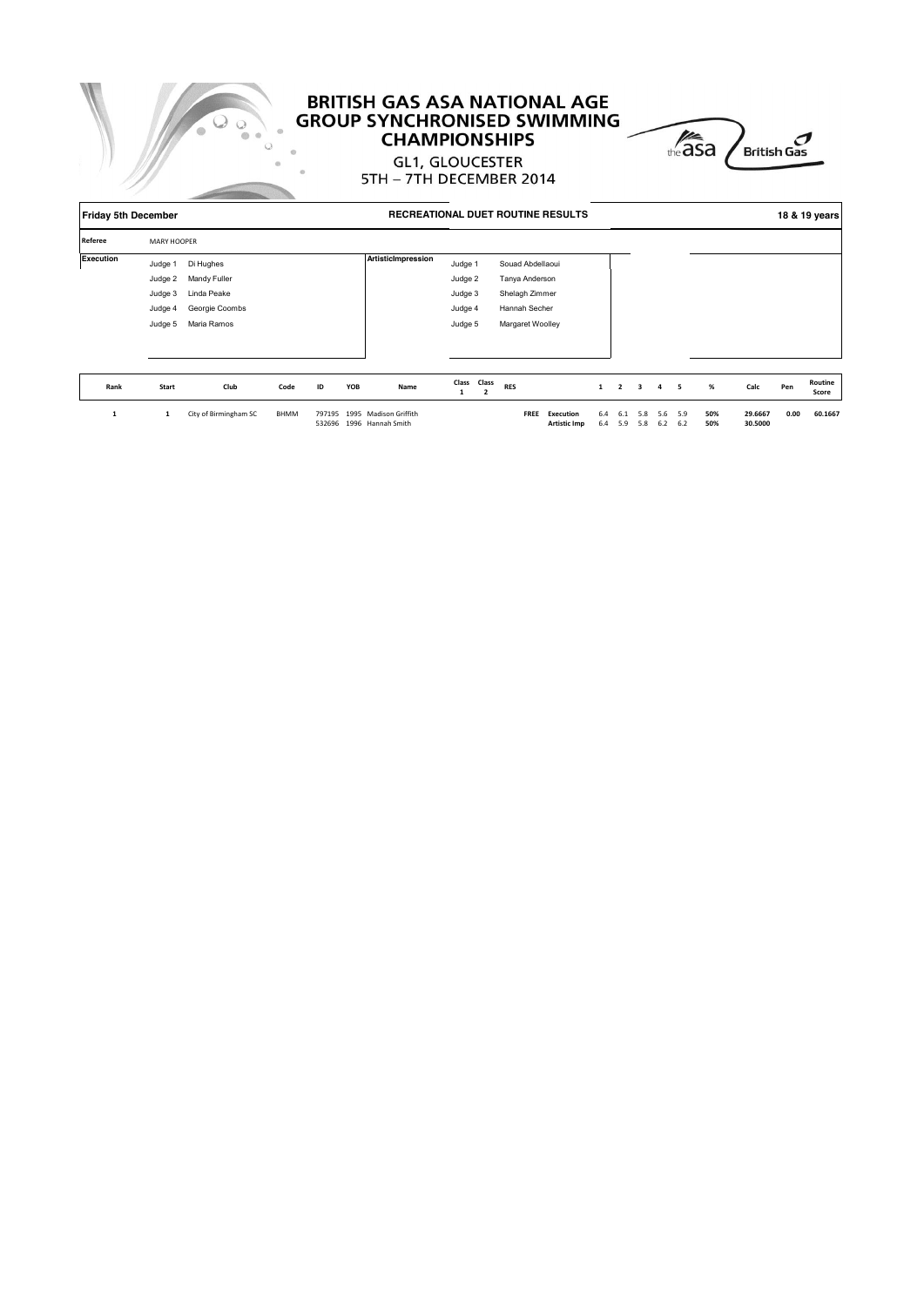# BRITISH GAS ASA NATIONAL AGE GROUP SYNCHRONISED SWIMMING CHAMPIONSHIPS

GL1, GLOUCESTER

5TH – 7TH DECEMBER 2014

**Friday 5th December** | **RECREATIONAL DUET ROUTINE RESULTS** | **18 & 19 years**

**Referee** MARY HOOPER

| Execution | | | ArtisticImpression | | |
|---|---|---|---|---|---|
| | Judge 1 | Di Hughes | | Judge 1 | Souad Abdellaoui |
| | Judge 2 | Mandy Fuller | | Judge 2 | Tanya Anderson |
| | Judge 3 | Linda Peake | | Judge 3 | Shelagh Zimmer |
| | Judge 4 | Georgie Coombs | | Judge 4 | Hannah Secher |
| | Judge 5 | Maria Ramos | | Judge 5 | Margaret Woolley |

| Rank | Start | Club | Code | ID | YOB | Name | Class 1 | Class 2 | RES | | 1 | 2 | 3 | 4 | 5 | % | Calc | Pen | Routine Score |
|---|---|---|---|---|---|---|---|---|---|---|---|---|---|---|---|---|---|---|---|
| 1 | 1 | City of Birmingham SC | BHMM | 797195 | 1995 | Madison Griffith | | | FREE | Execution | 6.4 | 6.1 | 5.8 | 5.6 | 5.9 | 50% | 29.6667 | 0.00 | 60.1667 |
| | | | | 532696 | 1996 | Hannah Smith | | | | Artistic Imp | 6.4 | 5.9 | 5.8 | 6.2 | 6.2 | 50% | 30.5000 | | |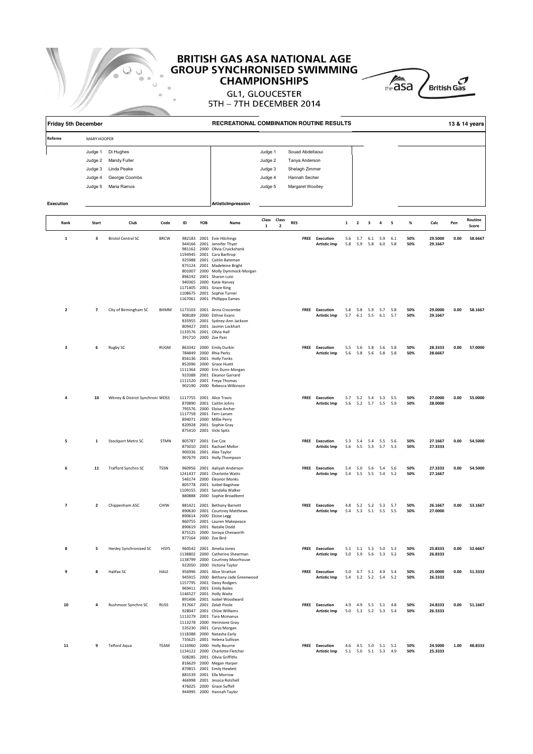# BRITISH GAS ASA NATIONAL AGE GROUP SYNCHRONISED SWIMMING CHAMPIONSHIPS

GL1, GLOUCESTER
5TH – 7TH DECEMBER 2014

**Friday 5th December** | **RECREATIONAL COMBINATION ROUTINE RESULTS** | **13 & 14 years**

**Referee** MARY HOOPER

| Execution | | Artistic Impression | |
|---|---|---|---|
| Judge 1 | Di Hughes | Judge 1 | Souad Abdellaoui |
| Judge 2 | Mandy Fuller | Judge 2 | Tanya Anderson |
| Judge 3 | Linda Peake | Judge 3 | Shelagh Zimmer |
| Judge 4 | Georgie Coombs | Judge 4 | Hannah Secher |
| Judge 5 | Maria Ramos | Judge 5 | Margaret Woolley |

| Rank | Start | Club | Code | ID | YOB | Name | Class 1 | Class 2 | RES | | | 1 | 2 | 3 | 4 | 5 | % | Calc | Pen | Routine Score |
|---|---|---|---|---|---|---|---|---|---|---|---|---|---|---|---|---|---|---|---|---|
| 1 | 3 | Bristol Central SC | BRCW | 982183 | 2001 | Evie Hitchings | | | | FREE | Execution | 5.6 | 5.7 | 6.1 | 5.9 | 6.1 | 50% | 29.5000 | 0.00 | 58.6667 |
| | | | | 944166 | 2001 | Jennifer Thyer | | | | | Artistic Imp | 5.8 | 5.9 | 5.8 | 6.0 | 5.8 | 50% | 29.1667 | | |
| | | | | 981162 | 2000 | Olivia Cruickshank | | | | | | | | | | | | | | |
| | | | | 1194945 | 2001 | Cara Barltrop | | | | | | | | | | | | | | |
| | | | | 925988 | 2001 | Caitlin Bateman | | | | | | | | | | | | | | |
| | | | | 875124 | 2001 | Madeleine Bright | | | | | | | | | | | | | | |
| | | | | 801007 | 2000 | Molly Dymmock-Morgan | | | | | | | | | | | | | | |
| | | | | 896192 | 2001 | Sharon Luisi | | | | | | | | | | | | | | |
| | | | | 940365 | 2000 | Katie Harvey | | | | | | | | | | | | | | |
| | | | | 1171405 | 2001 | Grace King | | | | | | | | | | | | | | |
| | | | | 1108675 | 2001 | Sophie Turner | | | | | | | | | | | | | | |
| | | | | 1167061 | 2001 | Phillippa Eames | | | | | | | | | | | | | | |
| 2 | 7 | City of Birmingham SC | BHMM | 1173103 | 2001 | Anna Crocombe | | | | FREE | Execution | 5.8 | 5.8 | 5.9 | 5.7 | 5.8 | 50% | 29.0000 | 0.00 | 58.1667 |
| | | | | 908189 | 2000 | Eithne Evans | | | | | Artistic Imp | 5.7 | 6.1 | 5.5 | 6.1 | 5.7 | 50% | 29.1667 | | |
| | | | | 835955 | 2001 | Sydney-Ann Jackson | | | | | | | | | | | | | | |
| | | | | 809427 | 2001 | Jasmin Lockhart | | | | | | | | | | | | | | |
| | | | | 1133576 | 2001 | Olivia Hall | | | | | | | | | | | | | | |
| | | | | 391710 | 2000 | Zoe Pain | | | | | | | | | | | | | | |
| 3 | 6 | Rugby SC | RUGM | 863342 | 2000 | Emily Durkin | | | | FREE | Execution | 5.5 | 5.6 | 5.8 | 5.6 | 5.8 | 50% | 28.3333 | 0.00 | 57.0000 |
| | | | | 784849 | 2000 | Rhia Perks | | | | | Artistic Imp | 5.6 | 5.8 | 5.6 | 5.8 | 5.8 | 50% | 28.6667 | | |
| | | | | 856136 | 2001 | Holly Tonks | | | | | | | | | | | | | | |
| | | | | 852096 | 2000 | Grace Huett | | | | | | | | | | | | | | |
| | | | | 1111364 | 2000 | Erin Dunn-Morgan | | | | | | | | | | | | | | |
| | | | | 923388 | 2001 | Eleanor Garrard | | | | | | | | | | | | | | |
| | | | | 1111520 | 2001 | Freya Thomas | | | | | | | | | | | | | | |
| | | | | 902190 | 2000 | Rebecca Wilkinson | | | | | | | | | | | | | | |
| 4 | 10 | Witney & District Synchroni | WDSS | 1117755 | 2001 | Alice Travis | | | | FREE | Execution | 5.7 | 5.2 | 5.4 | 5.3 | 5.5 | 50% | 27.0000 | 0.00 | 55.0000 |
| | | | | 870890 | 2001 | Caitlin Johns | | | | | Artistic Imp | 5.6 | 5.2 | 5.7 | 5.5 | 5.9 | 50% | 28.0000 | | |
| | | | | 795576 | 2000 | Eloise Archer | | | | | | | | | | | | | | |
| | | | | 1117758 | 2001 | Fern Larsen | | | | | | | | | | | | | | |
| | | | | 894071 | 2000 | Millie Perry | | | | | | | | | | | | | | |
| | | | | 820928 | 2001 | Sophie Gray | | | | | | | | | | | | | | |
| | | | | 875410 | 2001 | Vicki Spits | | | | | | | | | | | | | | |
| 5 | 1 | Stockport Metro SC | STMN | 805787 | 2001 | Eve Cox | | | | FREE | Execution | 5.3 | 5.4 | 5.4 | 5.5 | 5.6 | 50% | 27.1667 | 0.00 | 54.5000 |
| | | | | 875010 | 2001 | Rachael Mellor | | | | | Artistic Imp | 5.6 | 5.5 | 5.3 | 5.7 | 5.3 | 50% | 27.3333 | | |
| | | | | 900336 | 2001 | Alex Taylor | | | | | | | | | | | | | | |
| | | | | 907679 | 2001 | Holly Thompson | | | | | | | | | | | | | | |
| 6 | 11 | Trafford Synchro SC | TSSN | 960956 | 2001 | Aaliyah Anderson | | | | FREE | Execution | 5.4 | 5.0 | 5.6 | 5.4 | 5.6 | 50% | 27.3333 | 0.00 | 54.5000 |
| | | | | 1241437 | 2001 | Charlotte Watts | | | | | Artistic Imp | 5.4 | 5.5 | 5.5 | 5.4 | 5.2 | 50% | 27.1667 | | |
| | | | | 546174 | 2000 | Eleanor Monks | | | | | | | | | | | | | | |
| | | | | 805778 | 2001 | Isobel Bagshaw | | | | | | | | | | | | | | |
| | | | | 1109155 | 2001 | Sandalia Walker | | | | | | | | | | | | | | |
| | | | | 880888 | 2000 | Sophie Broadbent | | | | | | | | | | | | | | |
| 7 | 2 | Chippenham ASC | CHIW | 881421 | 2001 | Bethany Barnett | | | | FREE | Execution | 4.8 | 5.2 | 5.2 | 5.3 | 5.7 | 50% | 26.1667 | 0.00 | 53.1667 |
| | | | | 890630 | 2001 | Courtney Matthews | | | | | Artistic Imp | 5.4 | 5.3 | 5.1 | 5.5 | 5.5 | 50% | 27.0000 | | |
| | | | | 890614 | 2000 | Eloise Legg | | | | | | | | | | | | | | |
| | | | | 860755 | 2001 | Lauren Makepeace | | | | | | | | | | | | | | |
| | | | | 890619 | 2001 | Natalie Dodd | | | | | | | | | | | | | | |
| | | | | 875125 | 2000 | Soraya Chesworth | | | | | | | | | | | | | | |
| | | | | 877164 | 2000 | Zoe Bird | | | | | | | | | | | | | | |
| 8 | 5 | Henley Synchronized SC | HSYS | 960542 | 2001 | Amelia Jones | | | | FREE | Execution | 5.1 | 5.1 | 5.3 | 5.0 | 5.3 | 50% | 25.8333 | 0.00 | 52.6667 |
| | | | | 1138802 | 2000 | Catherine Shearman | | | | | Artistic Imp | 5.0 | 5.9 | 5.6 | 5.3 | 5.2 | 50% | 26.8333 | | |
| | | | | 1138799 | 2000 | Courtney Moorhouse | | | | | | | | | | | | | | |
| | | | | 922050 | 2000 | Victoria Taylor | | | | | | | | | | | | | | |
| 9 | 8 | Halifax SC | HALE | 956996 | 2001 | Alice Stratton | | | | FREE | Execution | 5.0 | 4.7 | 5.1 | 4.9 | 5.4 | 50% | 25.0000 | 0.00 | 51.3333 |
| | | | | 945915 | 2000 | Bethany-Jade Greenwood | | | | | Artistic Imp | 5.4 | 5.2 | 5.2 | 5.4 | 5.2 | 50% | 26.3333 | | |
| | | | | 1157795 | 2001 | Daisy Rodgers | | | | | | | | | | | | | | |
| | | | | 969411 | 2001 | Emily Bailes | | | | | | | | | | | | | | |
| | | | | 1146527 | 2001 | Holly Waite | | | | | | | | | | | | | | |
| | | | | 891406 | 2001 | Isobel Woodward | | | | | | | | | | | | | | |
| 10 | 4 | Rushmoor Synchro SC | RUSS | 917667 | 2001 | Zelah Poole | | | | FREE | Execution | 4.9 | 4.9 | 5.5 | 5.1 | 4.8 | 50% | 24.8333 | 0.00 | 51.1667 |
| | | | | 928047 | 2001 | Chloe Williams | | | | | Artistic Imp | 5.0 | 5.3 | 5.2 | 5.3 | 5.4 | 50% | 26.3333 | | |
| | | | | 1113279 | 2001 | Tara Mcmanus | | | | | | | | | | | | | | |
| | | | | 1113278 | 2000 | Hermione Gray | | | | | | | | | | | | | | |
| | | | | 535230 | 2001 | Carys Morgan | | | | | | | | | | | | | | |
| | | | | 1118388 | 2000 | Natasha Early | | | | | | | | | | | | | | |
| | | | | 735625 | 2001 | Helena Sullivan | | | | | | | | | | | | | | |
| 11 | 9 | Telford Aqua | TEAM | 1116960 | 2000 | Holly Bourne | | | | FREE | Execution | 4.6 | 4.5 | 5.0 | 5.1 | 5.2 | 50% | 24.5000 | 1.00 | 48.8333 |
| | | | | 1134122 | 2000 | Charlotte Fletcher | | | | | Artistic Imp | 5.1 | 5.0 | 5.1 | 5.3 | 4.9 | 50% | 25.3333 | | |
| | | | | 508285 | 2001 | Olivia Griffiths | | | | | | | | | | | | | | |
| | | | | 816629 | 2000 | Megan Harper | | | | | | | | | | | | | | |
| | | | | 870815 | 2001 | Emily Hewlett | | | | | | | | | | | | | | |
| | | | | 881539 | 2001 | Ella Morrow | | | | | | | | | | | | | | |
| | | | | 466998 | 2001 | Jessica Rotchell | | | | | | | | | | | | | | |
| | | | | 476025 | 2000 | Grace Suffell | | | | | | | | | | | | | | |
| | | | | 944995 | 2000 | Hannah Taylor | | | | | | | | | | | | | | |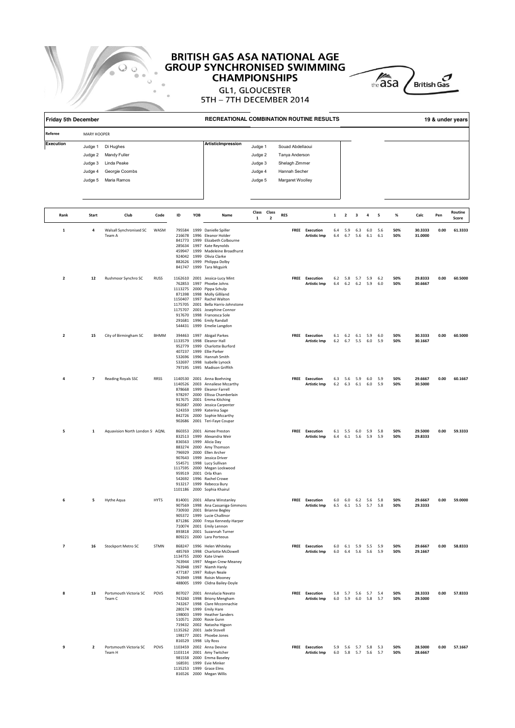# BRITISH GAS ASA NATIONAL AGE GROUP SYNCHRONISED SWIMMING CHAMPIONSHIPS

GL1, GLOUCESTER

5TH – 7TH DECEMBER 2014

**Friday 5th December** | **RECREATIONAL COMBINATION ROUTINE RESULTS** | **19 & under years**

**Referee:** MARY HOOPER

| Execution | | | ArtisticImpression | | |
|---|---|---|---|---|---|
| | Judge 1 | Di Hughes | | Judge 1 | Souad Abdellaoui |
| | Judge 2 | Mandy Fuller | | Judge 2 | Tanya Anderson |
| | Judge 3 | Linda Peake | | Judge 3 | Shelagh Zimmer |
| | Judge 4 | Georgie Coombs | | Judge 4 | Hannah Secher |
| | Judge 5 | Maria Ramos | | Judge 5 | Margaret Woolley |

| Rank | Start | Club | Code | ID | YOB | Name | Class 1 | Class 2 | RES | | 1 | 2 | 3 | 4 | 5 | % | Calc | Pen | Routine Score |
|---|---|---|---|---|---|---|---|---|---|---|---|---|---|---|---|---|---|---|---|
| 1 | 4 | Walsall Synchronised SC Team A | WASM | 795584 | 1999 | Danielle Spiller | | | FREE | Execution | 6.4 | 5.9 | 6.3 | 6.0 | 5.6 | 50% | 30.3333 | 0.00 | 61.3333 |
| | | | | 216678 | 1996 | Eleanor Holder | | | | Artistic Imp | 6.4 | 6.7 | 5.6 | 6.1 | 6.1 | 50% | 31.0000 | | |
| | | | | 841773 | 1999 | Elizabeth Colbourne | | | | | | | | | | | | | |
| | | | | 285634 | 1997 | Kate Reynolds | | | | | | | | | | | | | |
| | | | | 459947 | 1999 | Madeleine Broadhurst | | | | | | | | | | | | | |
| | | | | 924042 | 1999 | Olivia Clarke | | | | | | | | | | | | | |
| | | | | 882626 | 1999 | Philippa Dolby | | | | | | | | | | | | | |
| | | | | 841747 | 1999 | Tara Mcguirk | | | | | | | | | | | | | |
| 2 | 12 | Rushmoor Synchro SC | RUSS | 1162610 | 2001 | Jessica-Lucy Mint | | | FREE | Execution | 6.2 | 5.8 | 5.7 | 5.9 | 6.2 | 50% | 29.8333 | 0.00 | 60.5000 |
| | | | | 762853 | 1997 | Phoebe Johns | | | | Artistic Imp | 6.4 | 6.2 | 6.2 | 5.9 | 6.0 | 50% | 30.6667 | | |
| | | | | 1113275 | 2000 | Pippa Schulp | | | | | | | | | | | | | |
| | | | | 871398 | 1998 | Molly Gilliland | | | | | | | | | | | | | |
| | | | | 1150407 | 1997 | Rachel Walton | | | | | | | | | | | | | |
| | | | | 1175705 | 2001 | Bella Harris-Johnstone | | | | | | | | | | | | | |
| | | | | 1175707 | 2001 | Josephine Connor | | | | | | | | | | | | | |
| | | | | 917670 | 1998 | Francesca Sole | | | | | | | | | | | | | |
| | | | | 291681 | 1996 | Emily Randall | | | | | | | | | | | | | |
| | | | | 544431 | 1999 | Emelie Langdon | | | | | | | | | | | | | |
| 2 | 15 | City of Birmingham SC | BHMM | 394463 | 1997 | Abigail Parkes | | | FREE | Execution | 6.1 | 6.2 | 6.1 | 5.9 | 6.0 | 50% | 30.3333 | 0.00 | 60.5000 |
| | | | | 1133579 | 1998 | Eleanor Hall | | | | Artistic Imp | 6.2 | 6.7 | 5.5 | 6.0 | 5.9 | 50% | 30.1667 | | |
| | | | | 952779 | 1999 | Charlotte Burford | | | | | | | | | | | | | |
| | | | | 407237 | 1999 | Ellie Parker | | | | | | | | | | | | | |
| | | | | 532696 | 1996 | Hannah Smith | | | | | | | | | | | | | |
| | | | | 532697 | 1998 | Isabelle Lynock | | | | | | | | | | | | | |
| | | | | 797195 | 1995 | Madison Griffith | | | | | | | | | | | | | |
| 4 | 7 | Reading Royals SSC | RRSS | 1140530 | 2001 | Anna Boehning | | | FREE | Execution | 6.3 | 5.6 | 5.9 | 6.0 | 5.9 | 50% | 29.6667 | 0.00 | 60.1667 |
| | | | | 1140526 | 2003 | Annaliese Mccarthy | | | | Artistic Imp | 6.2 | 6.3 | 6.1 | 6.0 | 5.9 | 50% | 30.5000 | | |
| | | | | 878668 | 1999 | Eleanor Farrell | | | | | | | | | | | | | |
| | | | | 978297 | 2000 | Ellissa Chamberlain | | | | | | | | | | | | | |
| | | | | 917675 | 2001 | Emma Kitching | | | | | | | | | | | | | |
| | | | | 902687 | 2000 | Jessica Carpenter | | | | | | | | | | | | | |
| | | | | 524359 | 1999 | Katerina Sage | | | | | | | | | | | | | |
| | | | | 842726 | 2000 | Sophie Mccarthy | | | | | | | | | | | | | |
| | | | | 902686 | 2001 | Teri-Faye Coupar | | | | | | | | | | | | | |
| 5 | 1 | Aquavision North London S | AQNL | 860353 | 2001 | Aimee Preston | | | FREE | Execution | 6.1 | 5.5 | 6.0 | 5.9 | 5.8 | 50% | 29.5000 | 0.00 | 59.3333 |
| | | | | 832513 | 1999 | Alexandra Weir | | | | Artistic Imp | 6.4 | 6.1 | 5.6 | 5.9 | 5.9 | 50% | 29.8333 | | |
| | | | | 836563 | 1999 | Alicia Day | | | | | | | | | | | | | |
| | | | | 883274 | 2000 | Amy Thomson | | | | | | | | | | | | | |
| | | | | 796929 | 2000 | Ellen Archer | | | | | | | | | | | | | |
| | | | | 907643 | 1999 | Jessica Driver | | | | | | | | | | | | | |
| | | | | 554571 | 1998 | Lucy Sullivan | | | | | | | | | | | | | |
| | | | | 1117595 | 2000 | Megan Lockwood | | | | | | | | | | | | | |
| | | | | 959519 | 2001 | Orla Khan | | | | | | | | | | | | | |
| | | | | 542692 | 1996 | Rachel Crowe | | | | | | | | | | | | | |
| | | | | 913217 | 1999 | Rebecca Bury | | | | | | | | | | | | | |
| | | | | 1101186 | 2000 | Sophia Khairul | | | | | | | | | | | | | |
| 6 | 5 | Hythe Aqua | HYTS | 814001 | 2001 | Allana Winstanley | | | FREE | Execution | 6.0 | 6.0 | 6.2 | 5.6 | 5.8 | 50% | 29.6667 | 0.00 | 59.0000 |
| | | | | 907569 | 1998 | Ana Cassaniga-Simmons | | | | Artistic Imp | 6.5 | 6.1 | 5.5 | 5.7 | 5.8 | 50% | 29.3333 | | |
| | | | | 730930 | 2001 | Brianne Begley | | | | | | | | | | | | | |
| | | | | 905372 | 1999 | Lucie Challinor | | | | | | | | | | | | | |
| | | | | 871286 | 2000 | Freya Kennedy-Harper | | | | | | | | | | | | | |
| | | | | 710074 | 2001 | Emily Lennon | | | | | | | | | | | | | |
| | | | | 893818 | 2001 | Suzannah Turner | | | | | | | | | | | | | |
| | | | | 809221 | 2000 | Lara Porteous | | | | | | | | | | | | | |
| 7 | 16 | Stockport Metro SC | STMN | 868247 | 1996 | Helen Whiteley | | | FREE | Execution | 6.0 | 6.1 | 5.9 | 5.5 | 5.9 | 50% | 29.6667 | 0.00 | 58.8333 |
| | | | | 485769 | 1998 | Charlotte McDowell | | | | Artistic Imp | 6.0 | 6.4 | 5.6 | 5.6 | 5.9 | 50% | 29.1667 | | |
| | | | | 1134755 | 2000 | Kate Urwin | | | | | | | | | | | | | |
| | | | | 763944 | 1997 | Megan Crew-Meaney | | | | | | | | | | | | | |
| | | | | 763948 | 1997 | Niamh Hanly | | | | | | | | | | | | | |
| | | | | 477187 | 1997 | Robyn Neale | | | | | | | | | | | | | |
| | | | | 763949 | 1998 | Roisin Mooney | | | | | | | | | | | | | |
| | | | | 488005 | 1999 | Clidna Bailey-Doyle | | | | | | | | | | | | | |
| 8 | 13 | Portsmouth Victoria SC Team C | POVS | 807027 | 2001 | Annalucia Navato | | | FREE | Execution | 5.8 | 5.7 | 5.6 | 5.7 | 5.4 | 50% | 28.3333 | 0.00 | 57.8333 |
| | | | | 743260 | 1998 | Briony Mengham | | | | Artistic Imp | 6.0 | 5.9 | 6.0 | 5.8 | 5.7 | 50% | 29.5000 | | |
| | | | | 743267 | 1998 | Clare Mcconnachie | | | | | | | | | | | | | |
| | | | | 280174 | 1999 | Emily Hare | | | | | | | | | | | | | |
| | | | | 198003 | 1999 | Heather Sanders | | | | | | | | | | | | | |
| | | | | 510571 | 2000 | Rosie Gunn | | | | | | | | | | | | | |
| | | | | 719432 | 2002 | Natasha Higson | | | | | | | | | | | | | |
| | | | | 1135262 | 2001 | Jade Stovell | | | | | | | | | | | | | |
| | | | | 198177 | 2001 | Phoebe Jones | | | | | | | | | | | | | |
| | | | | 816529 | 1998 | Lily Ross | | | | | | | | | | | | | |
| 9 | 2 | Portsmouth Victoria SC Team H | POVS | 1103459 | 2002 | Anna Devine | | | FREE | Execution | 5.9 | 5.6 | 5.7 | 5.8 | 5.3 | 50% | 28.5000 | 0.00 | 57.1667 |
| | | | | 1103114 | 2001 | Amy Twitcher | | | | Artistic Imp | 6.0 | 5.8 | 5.7 | 5.6 | 5.7 | 50% | 28.6667 | | |
| | | | | 981558 | 2000 | Emma Baseley | | | | | | | | | | | | | |
| | | | | 168591 | 1999 | Evie Minker | | | | | | | | | | | | | |
| | | | | 1135253 | 1999 | Grace Elms | | | | | | | | | | | | | |
| | | | | 816526 | 2000 | Megan Willis | | | | | | | | | | | | | |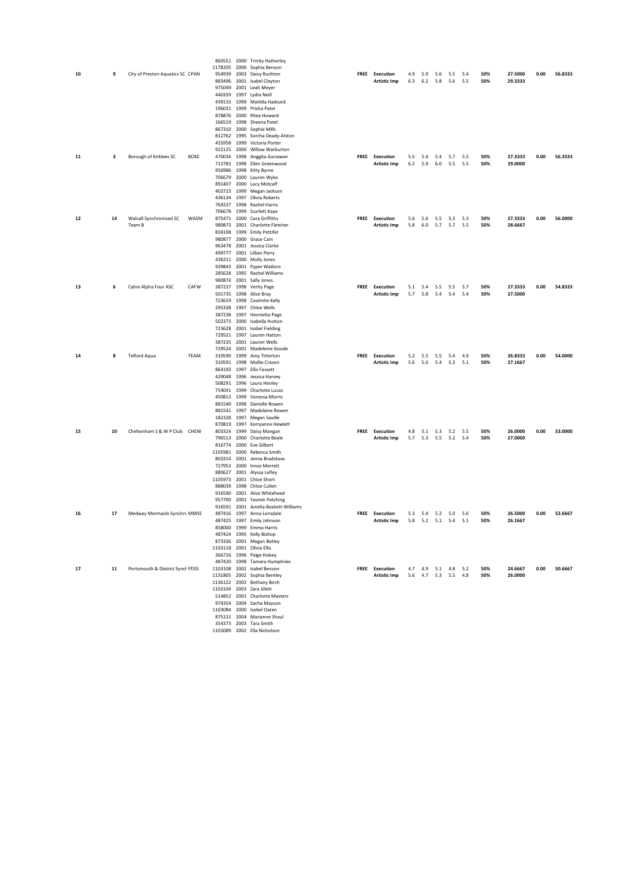| Place | Draw | Club | Code | ID | Year | Name | Routine | Element | J1 | J2 | J3 | J4 | J5 | J6 | Weight | Score | Pen | Total |
|---|---|---|---|---|---|---|---|---|---|---|---|---|---|---|---|---|---|---|
| | | | | 860551 | 2000 | Trinity Hatherley | | | | | | | | | | | | |
| | | | | 1178205 | 2000 | Sophia Benson | | | | | | | | | | | | |
| 10 | 9 | City of Preston Aquatics SC | CPAN | 954939 | 2003 | Daisy Rushton | FREE | Execution | 4.9 | 5.9 | 5.6 | 5.5 | 5.4 | | 50% | 27.5000 | 0.00 | 56.8333 |
| | | | | 883496 | 2001 | Isabel Clayton | | Artistic Imp | 6.3 | 6.2 | 5.8 | 5.6 | 5.5 | | 50% | 29.3333 | | |
| | | | | 975049 | 2001 | Leah Meyer | | | | | | | | | | | | |
| | | | | 440359 | 1997 | Lydia Neill | | | | | | | | | | | | |
| | | | | 439133 | 1999 | Matilda Hadcock | | | | | | | | | | | | |
| | | | | 196031 | 1999 | Prisha Patel | | | | | | | | | | | | |
| | | | | 878876 | 2000 | Rhea Howard | | | | | | | | | | | | |
| | | | | 166519 | 1998 | Sheena Patel | | | | | | | | | | | | |
| | | | | 867310 | 2000 | Sophie Mills | | | | | | | | | | | | |
| | | | | 812762 | 1995 | Sorcha Deady-Alston | | | | | | | | | | | | |
| | | | | 455958 | 1999 | Victoria Porter | | | | | | | | | | | | |
| | | | | 922125 | 2000 | Willow Warburton | | | | | | | | | | | | |
| 11 | 3 | Borough of Kirklees SC | BOKE | 470034 | 1998 | Anggita Gunawan | FREE | Execution | 5.5 | 5.4 | 5.4 | 5.7 | 5.5 | | 50% | 27.3333 | 0.00 | 56.3333 |
| | | | | 712783 | 1998 | Ellen Greenwood | | Artistic Imp | 6.2 | 5.9 | 6.0 | 5.5 | 5.5 | | 50% | 29.0000 | | |
| | | | | 956986 | 1998 | Kitty Byrne | | | | | | | | | | | | |
| | | | | 706679 | 2000 | Lauren Wyke | | | | | | | | | | | | |
| | | | | 891407 | 2000 | Lucy Metcalf | | | | | | | | | | | | |
| | | | | 403723 | 1999 | Megan Jackson | | | | | | | | | | | | |
| | | | | 436134 | 1997 | Olivia Roberts | | | | | | | | | | | | |
| | | | | 769237 | 1998 | Rachel Harris | | | | | | | | | | | | |
| | | | | 706678 | 1999 | Scarlett Kaye | | | | | | | | | | | | |
| 12 | 14 | Walsall Synchronised SC Team B | WASM | 875471 | 2000 | Cara Griffiths | FREE | Execution | 5.6 | 5.6 | 5.5 | 5.3 | 5.3 | | 50% | 27.3333 | 0.00 | 56.0000 |
| | | | | 980873 | 2001 | Charlotte Fletcher | | Artistic Imp | 5.8 | 6.0 | 5.7 | 5.7 | 5.5 | | 50% | 28.6667 | | |
| | | | | 834108 | 1999 | Emily Pettifer | | | | | | | | | | | | |
| | | | | 980877 | 2000 | Grace Cain | | | | | | | | | | | | |
| | | | | 963478 | 2001 | Jessica Clarke | | | | | | | | | | | | |
| | | | | 499777 | 2001 | Lillian Perry | | | | | | | | | | | | |
| | | | | 436211 | 2000 | Molly Jones | | | | | | | | | | | | |
| | | | | 939843 | 2001 | Pyper Watkins | | | | | | | | | | | | |
| | | | | 285628 | 1995 | Rachel Williams | | | | | | | | | | | | |
| | | | | 980874 | 2001 | Sally Jones | | | | | | | | | | | | |
| 13 | 6 | Calne Alpha Four ASC | CAFW | 387237 | 1998 | Verity Page | FREE | Execution | 5.1 | 5.4 | 5.5 | 5.5 | 5.7 | | 50% | 27.3333 | 0.00 | 54.8333 |
| | | | | 501735 | 1998 | Alice Bray | | Artistic Imp | 5.7 | 5.8 | 5.4 | 5.4 | 5.4 | | 50% | 27.5000 | | |
| | | | | 723619 | 1998 | Caolmhe Kelly | | | | | | | | | | | | |
| | | | | 295338 | 1997 | Chloe Wells | | | | | | | | | | | | |
| | | | | 387238 | 1997 | Henrietta Page | | | | | | | | | | | | |
| | | | | 502373 | 2000 | Isabella Hutton | | | | | | | | | | | | |
| | | | | 723628 | 2001 | Isobel Fielding | | | | | | | | | | | | |
| | | | | 729521 | 1997 | Lauren Hatton | | | | | | | | | | | | |
| | | | | 387235 | 2001 | Lauren Wells | | | | | | | | | | | | |
| | | | | 729524 | 2001 | Madeleine Goode | | | | | | | | | | | | |
| 14 | 8 | Telford Aqua | TEAM | 310590 | 1999 | Amy Titterton | FREE | Execution | 5.2 | 5.5 | 5.5 | 5.4 | 4.9 | | 50% | 26.8333 | 0.00 | 54.0000 |
| | | | | 310591 | 1998 | Mollie Craven | | Artistic Imp | 5.6 | 5.6 | 5.4 | 5.3 | 5.1 | | 50% | 27.1667 | | |
| | | | | 864193 | 1997 | Ellis Fassett | | | | | | | | | | | | |
| | | | | 429048 | 1996 | Jessica Harvey | | | | | | | | | | | | |
| | | | | 508291 | 1996 | Laura Henley | | | | | | | | | | | | |
| | | | | 754041 | 1999 | Charlotte Lucas | | | | | | | | | | | | |
| | | | | 450813 | 1999 | Vanessa Morris | | | | | | | | | | | | |
| | | | | 881540 | 1998 | Danielle Rowen | | | | | | | | | | | | |
| | | | | 881541 | 1997 | Madelaine Rowen | | | | | | | | | | | | |
| | | | | 182328 | 1997 | Megan Saville | | | | | | | | | | | | |
| | | | | 870819 | 1997 | Kerryanne Hewlett | | | | | | | | | | | | |
| 15 | 10 | Cheltenham S & W P Club | CHEW | 803324 | 1999 | Daisy Mangan | FREE | Execution | 4.8 | 5.1 | 5.3 | 5.2 | 5.5 | | 50% | 26.0000 | 0.00 | 53.0000 |
| | | | | 796513 | 2000 | Charlotte Beale | | Artistic Imp | 5.7 | 5.3 | 5.5 | 5.2 | 5.4 | | 50% | 27.0000 | | |
| | | | | 816774 | 2000 | Eve Gilbert | | | | | | | | | | | | |
| | | | | 1105981 | 2000 | Rebecca Smith | | | | | | | | | | | | |
| | | | | 803314 | 2001 | Jenna Bradshaw | | | | | | | | | | | | |
| | | | | 727953 | 2000 | Innez Merrett | | | | | | | | | | | | |
| | | | | 880627 | 2001 | Alyssa Lefley | | | | | | | | | | | | |
| | | | | 1105973 | 2001 | Chloe Short | | | | | | | | | | | | |
| | | | | 888039 | 1998 | Chloe Cullen | | | | | | | | | | | | |
| | | | | 916590 | 2001 | Alice Whitehead | | | | | | | | | | | | |
| | | | | 957700 | 2001 | Yasmin Patching | | | | | | | | | | | | |
| | | | | 916591 | 2001 | Amelia Boskett-Williams | | | | | | | | | | | | |
| 16 | 17 | Medway Mermaids Synchro | MMSS | 487416 | 1997 | Anna Lonsdale | FREE | Execution | 5.3 | 5.4 | 5.2 | 5.0 | 5.6 | | 50% | 26.5000 | 0.00 | 52.6667 |
| | | | | 487425 | 1997 | Emily Johnson | | Artistic Imp | 5.8 | 5.2 | 5.1 | 5.4 | 5.1 | | 50% | 26.1667 | | |
| | | | | 858000 | 1999 | Emma Harris | | | | | | | | | | | | |
| | | | | 487424 | 1995 | Kelly Bishop | | | | | | | | | | | | |
| | | | | 873336 | 2001 | Megan Botley | | | | | | | | | | | | |
| | | | | 1103118 | 2001 | Olivia Ellis | | | | | | | | | | | | |
| | | | | 366716 | 1996 | Paige Halsey | | | | | | | | | | | | |
| | | | | 487420 | 1998 | Tamara Humphries | | | | | | | | | | | | |
| 17 | 11 | Portsmouth & District Synch | PDSS | 1103108 | 2002 | Isabel Benson | FREE | Execution | 4.7 | 4.9 | 5.1 | 4.8 | 5.2 | | 50% | 24.6667 | 0.00 | 50.6667 |
| | | | | 1131805 | 2002 | Sophia Bentley | | Artistic Imp | 5.6 | 4.7 | 5.3 | 5.5 | 4.8 | | 50% | 26.0000 | | |
| | | | | 1136122 | 2002 | Bethany Birch | | | | | | | | | | | | |
| | | | | 1103104 | 2003 | Zara Jillett | | | | | | | | | | | | |
| | | | | 514852 | 2001 | Charlotte Masters | | | | | | | | | | | | |
| | | | | 974354 | 2004 | Sacha Mayson | | | | | | | | | | | | |
| | | | | 1103084 | 2000 | Isobel Oaten | | | | | | | | | | | | |
| | | | | 875131 | 2004 | Marianne Shaul | | | | | | | | | | | | |
| | | | | 354373 | 2003 | Tara Smith | | | | | | | | | | | | |
| | | | | 1103089 | 2002 | Ella Nicholson | | | | | | | | | | | | |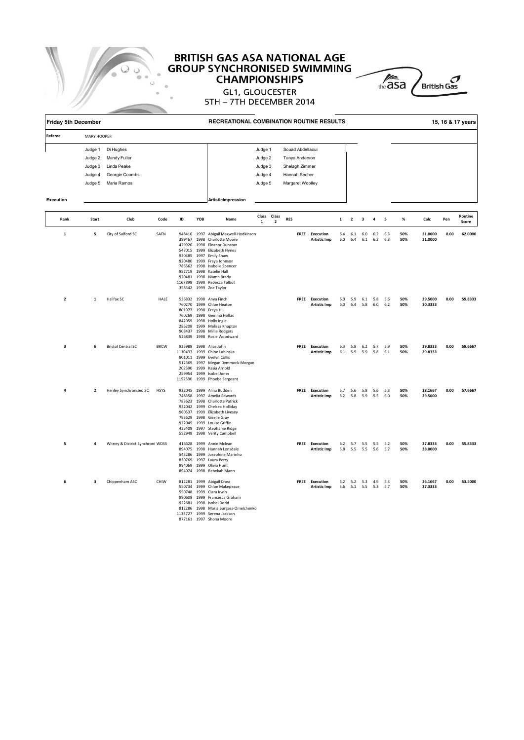# BRITISH GAS ASA NATIONAL AGE GROUP SYNCHRONISED SWIMMING CHAMPIONSHIPS

GL1, GLOUCESTER
5TH – 7TH DECEMBER 2014

**Friday 5th December** — **RECREATIONAL COMBINATION ROUTINE RESULTS** — **15, 16 & 17 years**

**Referee** MARY HOOPER

| Execution | | Artistic Impression | |
|---|---|---|---|
| Judge 1 | Di Hughes | Judge 1 | Souad Abdellaoui |
| Judge 2 | Mandy Fuller | Judge 2 | Tanya Anderson |
| Judge 3 | Linda Peake | Judge 3 | Shelagh Zimmer |
| Judge 4 | Georgie Coombs | Judge 4 | Hannah Secher |
| Judge 5 | Maria Ramos | Judge 5 | Margaret Woolley |

| Rank | Start | Club | Code | ID | YOB | Name | Class 1 | Class 2 | RES | | 1 | 2 | 3 | 4 | 5 | % | Calc | Pen | Routine Score |
|---|---|---|---|---|---|---|---|---|---|---|---|---|---|---|---|---|---|---|---|
| 1 | 5 | City of Salford SC | SAFN | 948416 | 1997 | Abigail Maxwell-Hodkinson | | | FREE | Execution | 6.4 | 6.1 | 6.0 | 6.2 | 6.3 | 50% | 31.0000 | 0.00 | 62.0000 |
| | | | | 399467 | 1998 | Charlotte Moore | | | | Artistic Imp | 6.0 | 6.4 | 6.1 | 6.2 | 6.3 | 50% | 31.0000 | | |
| | | | | 479926 | 1998 | Eleanor Dunstan | | | | | | | | | | | | | |
| | | | | 547015 | 1999 | Elizabeth Hynes | | | | | | | | | | | | | |
| | | | | 920485 | 1997 | Emily Shaw | | | | | | | | | | | | | |
| | | | | 920480 | 1999 | Freya Johnson | | | | | | | | | | | | | |
| | | | | 786562 | 1998 | Isabelle Spencer | | | | | | | | | | | | | |
| | | | | 952719 | 1998 | Katelin Hall | | | | | | | | | | | | | |
| | | | | 920481 | 1998 | Niamh Brady | | | | | | | | | | | | | |
| | | | | 1167899 | 1998 | Rebecca Talbot | | | | | | | | | | | | | |
| | | | | 358542 | 1999 | Zoe Taylor | | | | | | | | | | | | | |
| 2 | 1 | Halifax SC | HALE | 526832 | 1998 | Anya Finch | | | FREE | Execution | 6.0 | 5.9 | 6.1 | 5.8 | 5.6 | 50% | 29.5000 | 0.00 | 59.8333 |
| | | | | 760270 | 1999 | Chloe Heaton | | | | Artistic Imp | 6.0 | 6.4 | 5.8 | 6.0 | 6.2 | 50% | 30.3333 | | |
| | | | | 801977 | 1998 | Freya Hill | | | | | | | | | | | | | |
| | | | | 760269 | 1998 | Gemma Hollas | | | | | | | | | | | | | |
| | | | | 842059 | 1998 | Holly Ingle | | | | | | | | | | | | | |
| | | | | 286208 | 1999 | Melissa Knapton | | | | | | | | | | | | | |
| | | | | 908437 | 1998 | Millie Rodgers | | | | | | | | | | | | | |
| | | | | 526839 | 1998 | Rosie Woodward | | | | | | | | | | | | | |
| 3 | 6 | Bristol Central SC | BRCW | 925989 | 1998 | Alice John | | | FREE | Execution | 6.3 | 5.8 | 6.2 | 5.7 | 5.9 | 50% | 29.8333 | 0.00 | 59.6667 |
| | | | | 1130433 | 1999 | Chloe Lubinska | | | | Artistic Imp | 6.1 | 5.9 | 5.9 | 5.8 | 6.1 | 50% | 29.8333 | | |
| | | | | 801011 | 1999 | Evelyn Collis | | | | | | | | | | | | | |
| | | | | 512369 | 1997 | Megan Dymmock-Morgan | | | | | | | | | | | | | |
| | | | | 202590 | 1999 | Kasia Arnold | | | | | | | | | | | | | |
| | | | | 259954 | 1999 | Isobel Jones | | | | | | | | | | | | | |
| | | | | 1152590 | 1999 | Phoebe Sergeant | | | | | | | | | | | | | |
| 4 | 2 | Henley Synchronized SC | HSYS | 922045 | 1999 | Alina Budden | | | FREE | Execution | 5.7 | 5.6 | 5.8 | 5.6 | 5.3 | 50% | 28.1667 | 0.00 | 57.6667 |
| | | | | 748358 | 1997 | Amelia Edwards | | | | Artistic Imp | 6.2 | 5.8 | 5.9 | 5.5 | 6.0 | 50% | 29.5000 | | |
| | | | | 783623 | 1998 | Charlotte Patrick | | | | | | | | | | | | | |
| | | | | 922042 | 1999 | Chelsea Holliday | | | | | | | | | | | | | |
| | | | | 960537 | 1999 | Elizabeth Livesey | | | | | | | | | | | | | |
| | | | | 793629 | 1998 | Giselle Gray | | | | | | | | | | | | | |
| | | | | 922049 | 1999 | Louise Griffin | | | | | | | | | | | | | |
| | | | | 435409 | 1997 | Stephanie Ridge | | | | | | | | | | | | | |
| | | | | 552948 | 1998 | Verity Campbell | | | | | | | | | | | | | |
| 5 | 4 | Witney & District Synchroni | WDSS | 416628 | 1999 | Annie Mclean | | | FREE | Execution | 6.2 | 5.7 | 5.5 | 5.5 | 5.2 | 50% | 27.8333 | 0.00 | 55.8333 |
| | | | | 894075 | 1998 | Hannah Lonsdale | | | | Artistic Imp | 5.8 | 5.5 | 5.5 | 5.6 | 5.7 | 50% | 28.0000 | | |
| | | | | 543286 | 1999 | Josephine Marinho | | | | | | | | | | | | | |
| | | | | 830769 | 1997 | Laura Perry | | | | | | | | | | | | | |
| | | | | 894069 | 1999 | Olivia Hunt | | | | | | | | | | | | | |
| | | | | 894074 | 1998 | Rebekah Mann | | | | | | | | | | | | | |
| 6 | 3 | Chippenham ASC | CHIW | 812281 | 1999 | Abigail Cross | | | FREE | Execution | 5.2 | 5.2 | 5.3 | 4.9 | 5.4 | 50% | 26.1667 | 0.00 | 53.5000 |
| | | | | 550734 | 1999 | Chloe Makepeace | | | | Artistic Imp | 5.6 | 5.1 | 5.5 | 5.3 | 5.7 | 50% | 27.3333 | | |
| | | | | 550748 | 1999 | Ciara Irwin | | | | | | | | | | | | | |
| | | | | 890609 | 1999 | Francesca Graham | | | | | | | | | | | | | |
| | | | | 922681 | 1998 | Isobel Dodd | | | | | | | | | | | | | |
| | | | | 812286 | 1998 | Maria Burgess-Omelchenko | | | | | | | | | | | | | |
| | | | | 1135727 | 1999 | Serena Jackson | | | | | | | | | | | | | |
| | | | | 877161 | 1997 | Shona Moore | | | | | | | | | | | | | |